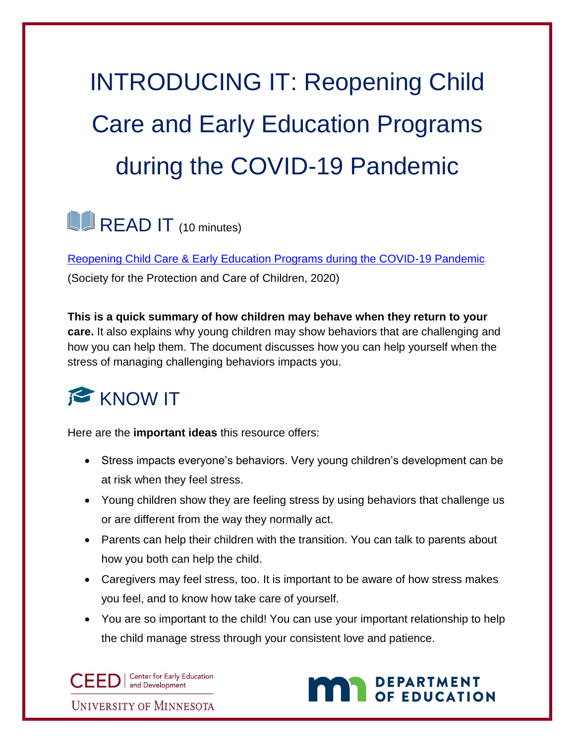# INTRODUCING IT: Reopening Child Care and Early Education Programs during the COVID-19 Pandemic

## READ IT (10 minutes)

[Reopening Child Care & Early Education Programs during the COVID-19 Pandemic]

(Society for the Protection and Care of Children, 2020)

**This is a quick summary of how children may behave when they return to your care.** It also explains why young children may show behaviors that are challenging and how you can help them. The document discusses how you can help yourself when the stress of managing challenging behaviors impacts you.

## KNOW IT

Here are the **important ideas** this resource offers:

- Stress impacts everyone's behaviors. Very young children's development can be at risk when they feel stress.
- Young children show they are feeling stress by using behaviors that challenge us or are different from the way they normally act.
- Parents can help their children with the transition. You can talk to parents about how you both can help the child.
- Caregivers may feel stress, too. It is important to be aware of how stress makes you feel, and to know how take care of yourself.
- You are so important to the child! You can use your important relationship to help the child manage stress through your consistent love and patience.

CEED | Center for Early Education and Development
UNIVERSITY OF MINNESOTA

DEPARTMENT OF EDUCATION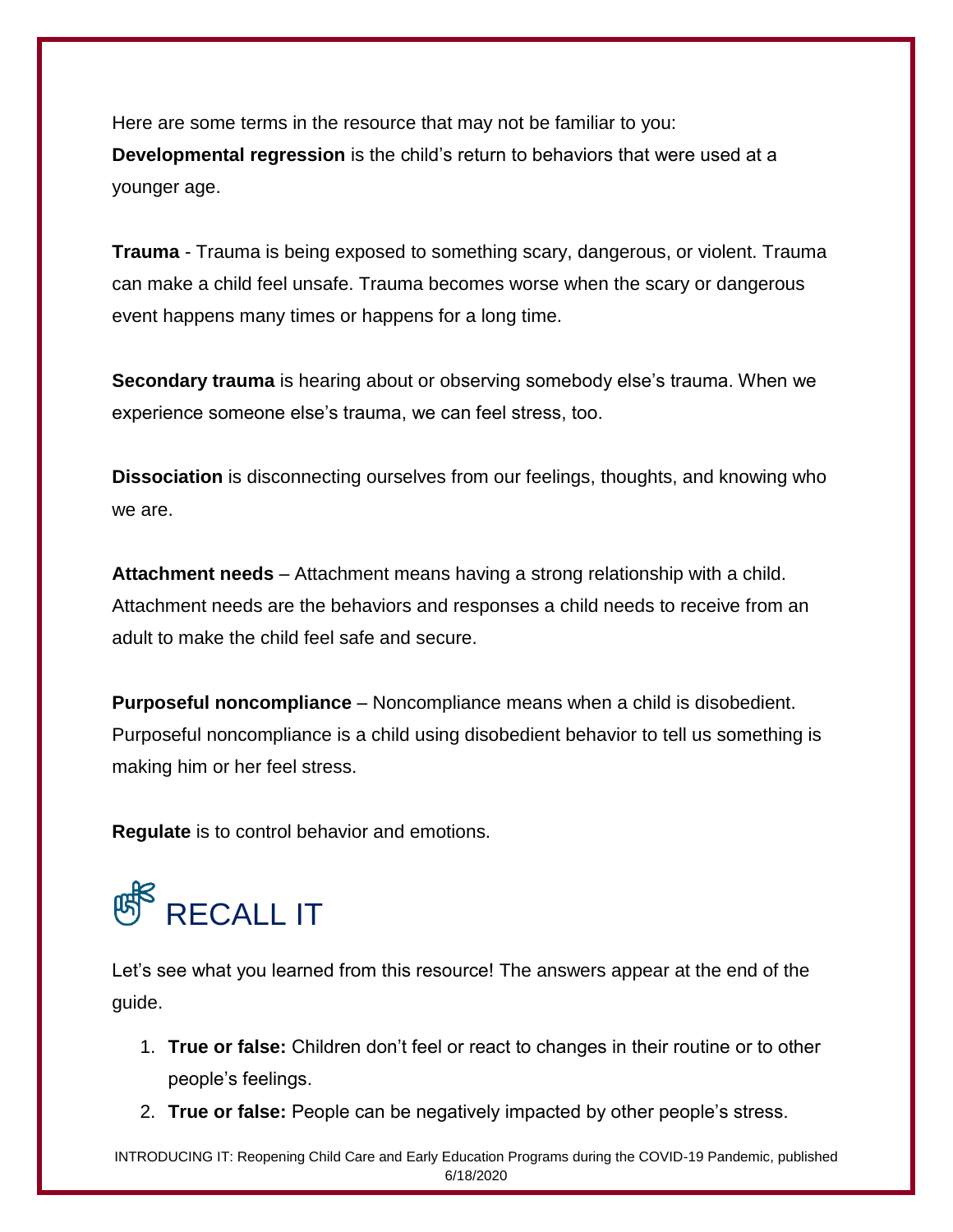Here are some terms in the resource that may not be familiar to you:

**Developmental regression** is the child's return to behaviors that were used at a younger age.

**Trauma** - Trauma is being exposed to something scary, dangerous, or violent. Trauma can make a child feel unsafe. Trauma becomes worse when the scary or dangerous event happens many times or happens for a long time.

**Secondary trauma** is hearing about or observing somebody else's trauma. When we experience someone else's trauma, we can feel stress, too.

**Dissociation** is disconnecting ourselves from our feelings, thoughts, and knowing who we are.

**Attachment needs** – Attachment means having a strong relationship with a child. Attachment needs are the behaviors and responses a child needs to receive from an adult to make the child feel safe and secure.

**Purposeful noncompliance** – Noncompliance means when a child is disobedient. Purposeful noncompliance is a child using disobedient behavior to tell us something is making him or her feel stress.

**Regulate** is to control behavior and emotions.

# RECALL IT

Let's see what you learned from this resource! The answers appear at the end of the guide.

1. **True or false:** Children don't feel or react to changes in their routine or to other people's feelings.
2. **True or false:** People can be negatively impacted by other people's stress.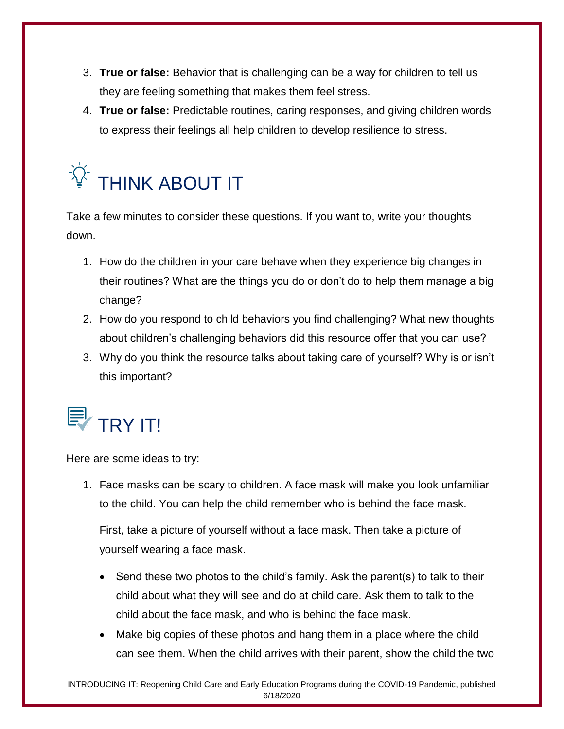3. **True or false:** Behavior that is challenging can be a way for children to tell us they are feeling something that makes them feel stress.
4. **True or false:** Predictable routines, caring responses, and giving children words to express their feelings all help children to develop resilience to stress.

## THINK ABOUT IT

Take a few minutes to consider these questions. If you want to, write your thoughts down.

1. How do the children in your care behave when they experience big changes in their routines? What are the things you do or don't do to help them manage a big change?
2. How do you respond to child behaviors you find challenging? What new thoughts about children's challenging behaviors did this resource offer that you can use?
3. Why do you think the resource talks about taking care of yourself? Why is or isn't this important?

## TRY IT!

Here are some ideas to try:

1. Face masks can be scary to children. A face mask will make you look unfamiliar to the child. You can help the child remember who is behind the face mask.

   First, take a picture of yourself without a face mask. Then take a picture of yourself wearing a face mask.

   - Send these two photos to the child's family. Ask the parent(s) to talk to their child about what they will see and do at child care. Ask them to talk to the child about the face mask, and who is behind the face mask.
   - Make big copies of these photos and hang them in a place where the child can see them. When the child arrives with their parent, show the child the two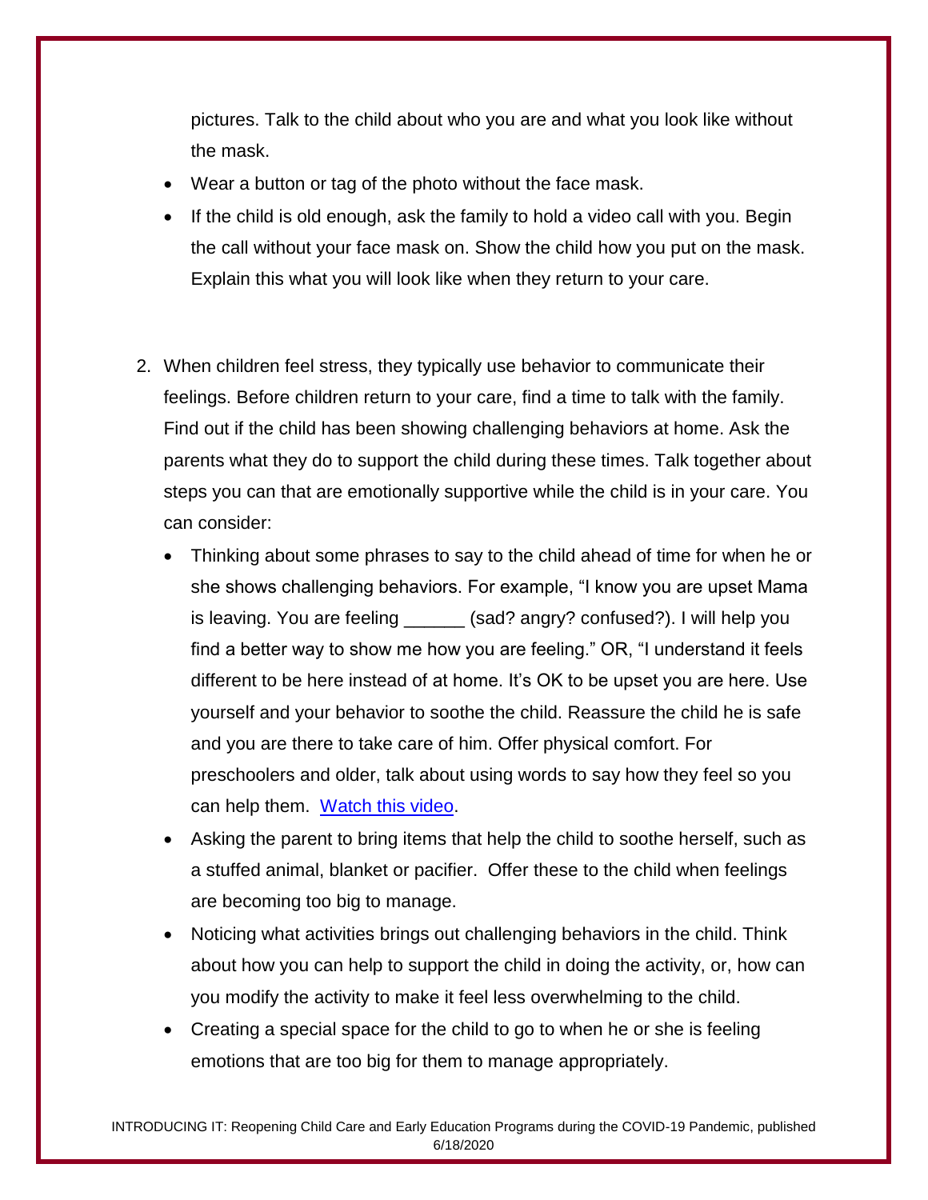pictures. Talk to the child about who you are and what you look like without the mask.

- Wear a button or tag of the photo without the face mask.
- If the child is old enough, ask the family to hold a video call with you. Begin the call without your face mask on. Show the child how you put on the mask. Explain this what you will look like when they return to your care.

2. When children feel stress, they typically use behavior to communicate their feelings. Before children return to your care, find a time to talk with the family. Find out if the child has been showing challenging behaviors at home. Ask the parents what they do to support the child during these times. Talk together about steps you can that are emotionally supportive while the child is in your care. You can consider:
   - Thinking about some phrases to say to the child ahead of time for when he or she shows challenging behaviors. For example, "I know you are upset Mama is leaving. You are feeling ______ (sad? angry? confused?). I will help you find a better way to show me how you are feeling." OR, "I understand it feels different to be here instead of at home. It's OK to be upset you are here. Use yourself and your behavior to soothe the child. Reassure the child he is safe and you are there to take care of him. Offer physical comfort. For preschoolers and older, talk about using words to say how they feel so you can help them. Watch this video.
   - Asking the parent to bring items that help the child to soothe herself, such as a stuffed animal, blanket or pacifier. Offer these to the child when feelings are becoming too big to manage.
   - Noticing what activities brings out challenging behaviors in the child. Think about how you can help to support the child in doing the activity, or, how can you modify the activity to make it feel less overwhelming to the child.
   - Creating a special space for the child to go to when he or she is feeling emotions that are too big for them to manage appropriately.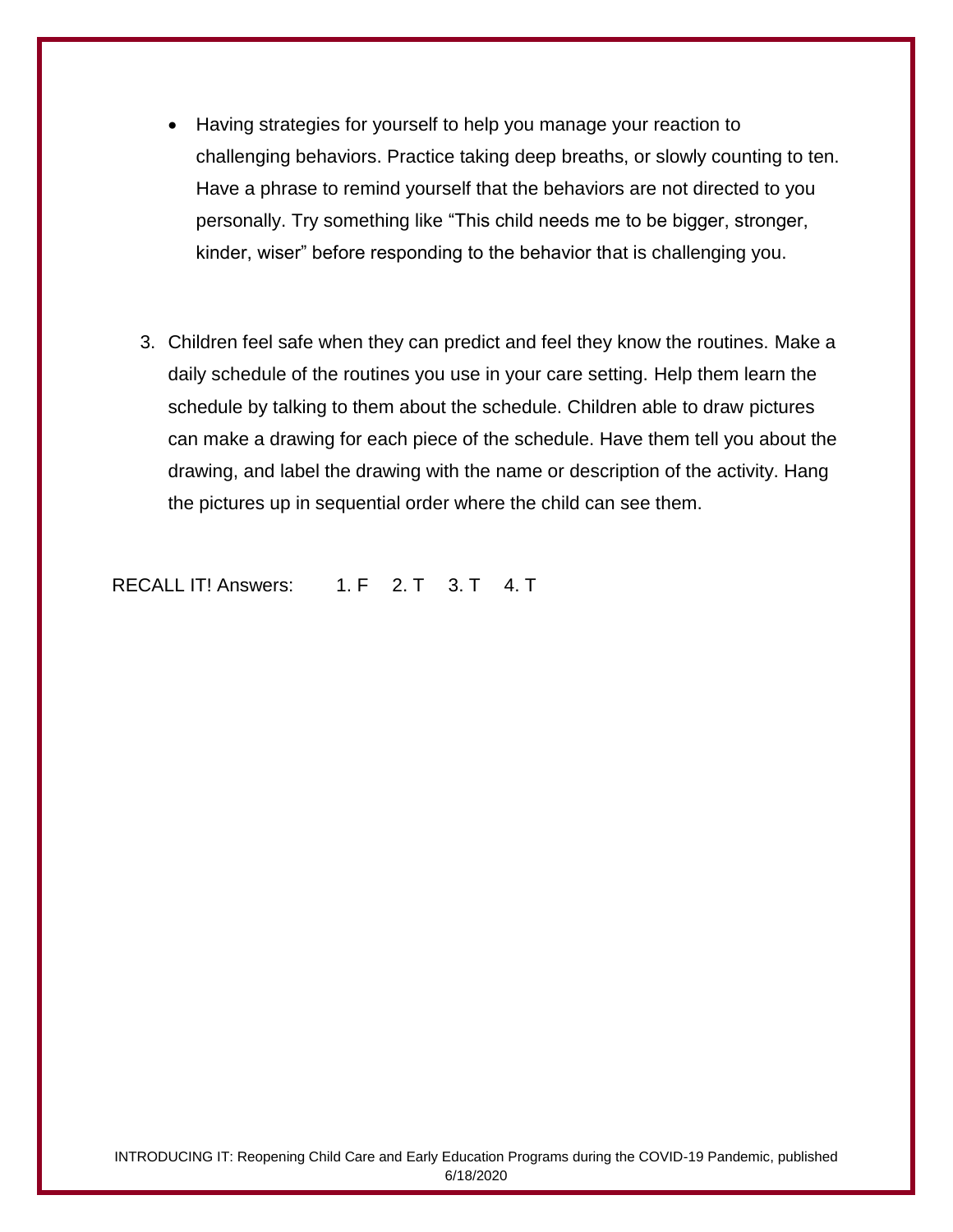- Having strategies for yourself to help you manage your reaction to challenging behaviors. Practice taking deep breaths, or slowly counting to ten. Have a phrase to remind yourself that the behaviors are not directed to you personally. Try something like "This child needs me to be bigger, stronger, kinder, wiser" before responding to the behavior that is challenging you.

3. Children feel safe when they can predict and feel they know the routines. Make a daily schedule of the routines you use in your care setting. Help them learn the schedule by talking to them about the schedule. Children able to draw pictures can make a drawing for each piece of the schedule. Have them tell you about the drawing, and label the drawing with the name or description of the activity. Hang the pictures up in sequential order where the child can see them.

RECALL IT! Answers: 1. F 2. T 3. T 4. T